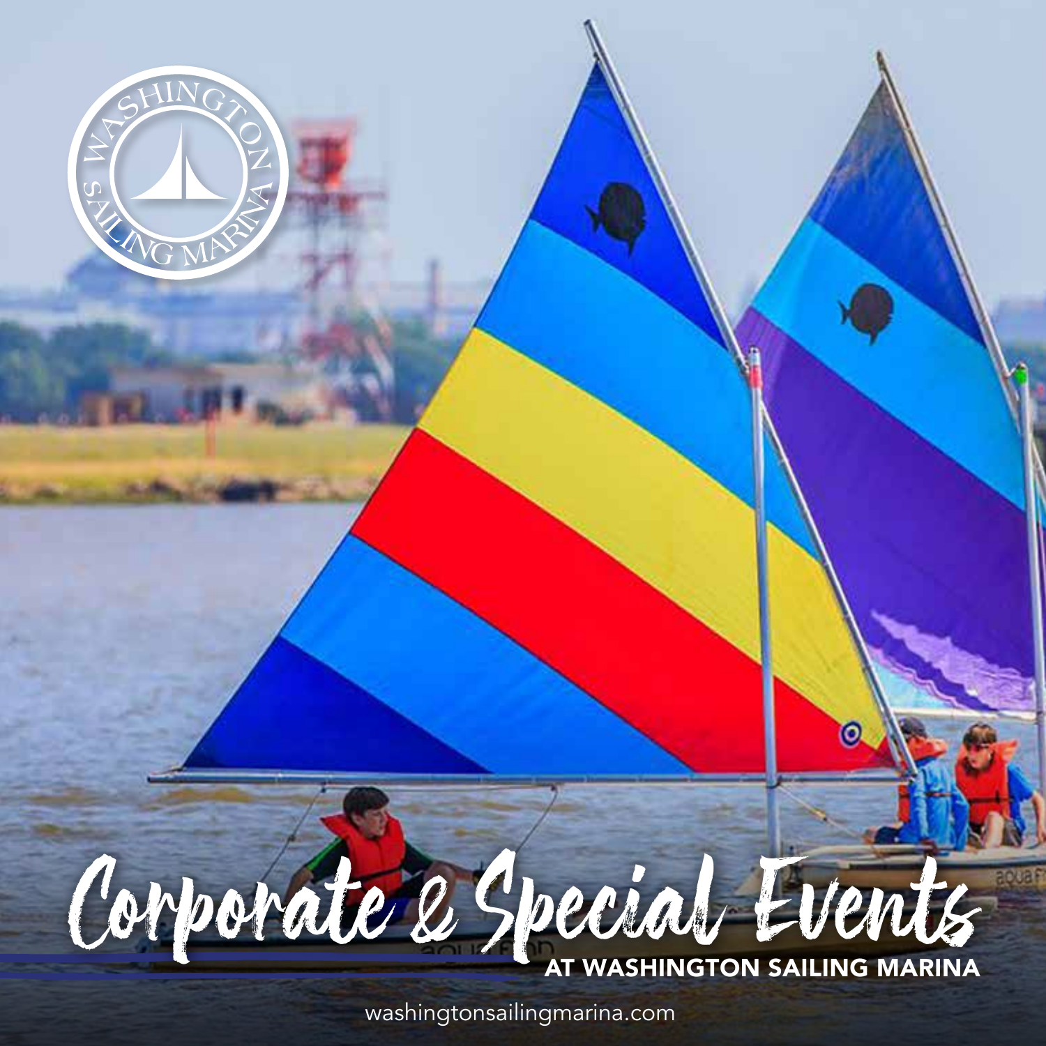# Corporate & Special Events

## AT WASHINGTON SAILING MARINA

washingtonsailingmarina.com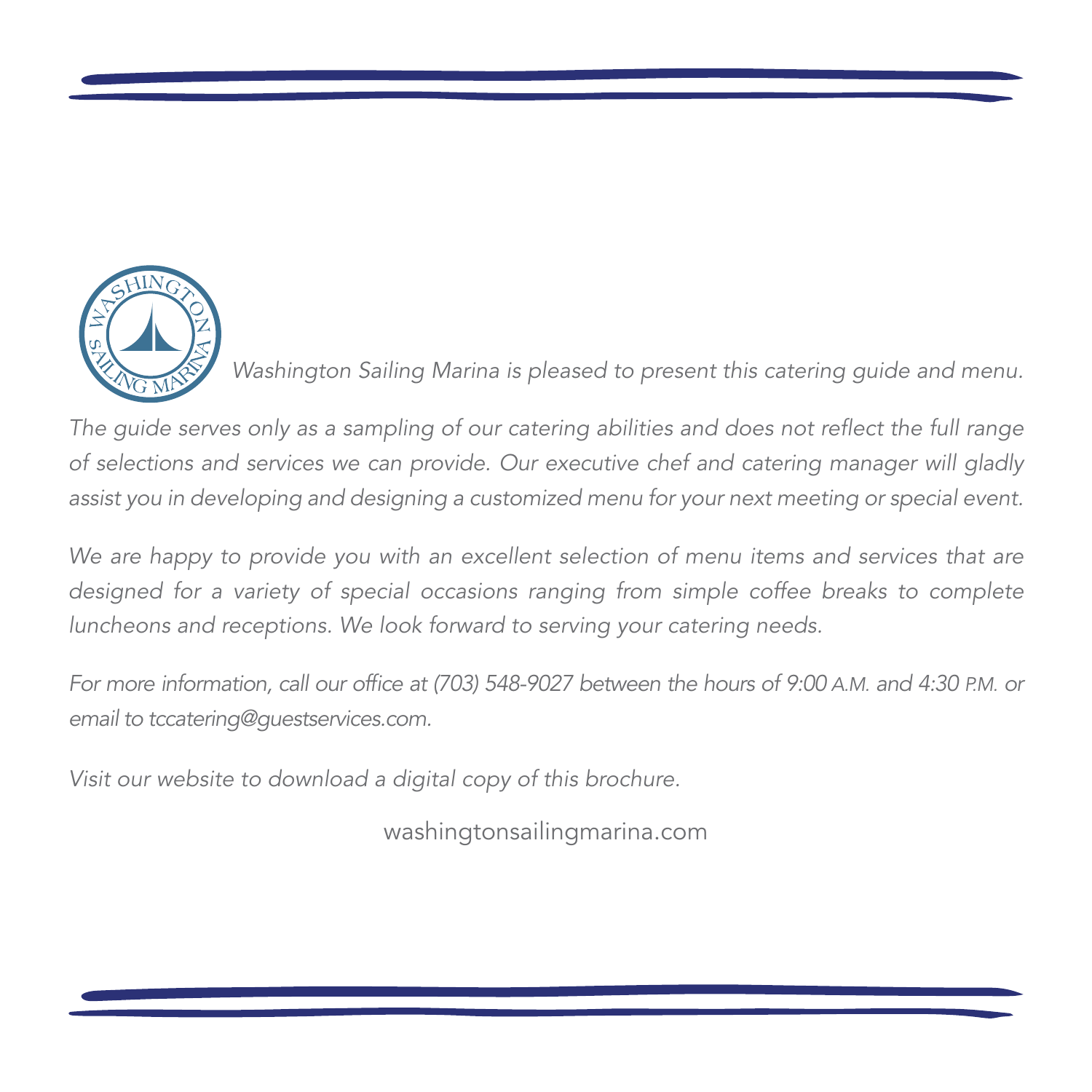*Washington Sailing Marina is pleased to present this catering guide and menu.*

*The guide serves only as a sampling of our catering abilities and does not reflect the full range of selections and services we can provide. Our executive chef and catering manager will gladly assist you in developing and designing a customized menu for your next meeting or special event.*

*We are happy to provide you with an excellent selection of menu items and services that are designed for a variety of special occasions ranging from simple coffee breaks to complete luncheons and receptions. We look forward to serving your catering needs.*

*For more information, call our office at (703) 548-9027 between the hours of 9:00 A.M. and 4:30 P.M. or email to tccatering@guestservices.com.*

*Visit our website to download a digital copy of this brochure.*

washingtonsailingmarina.com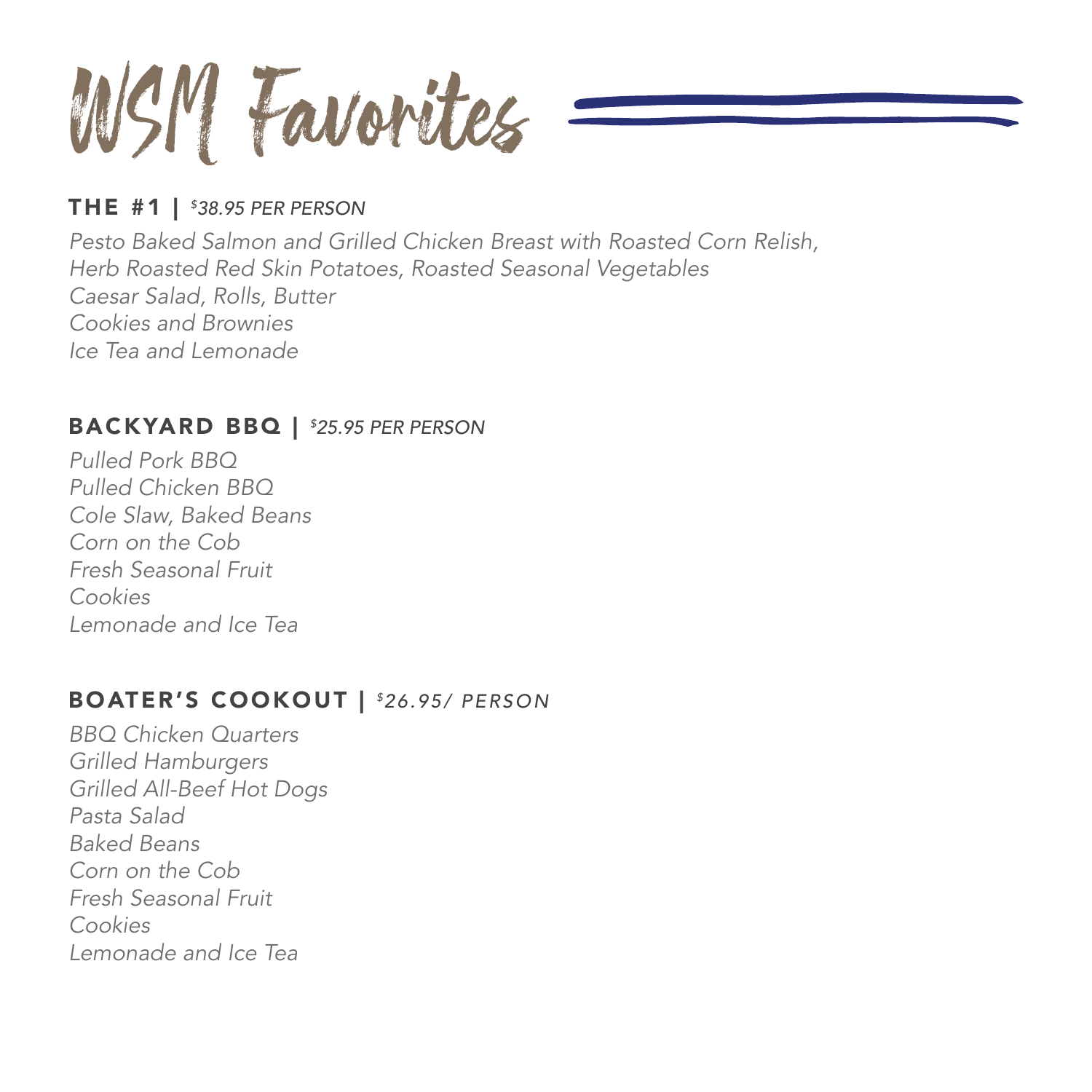# WSM Favorites

## THE #1 | *$38.95 PER PERSON*

*Pesto Baked Salmon and Grilled Chicken Breast with Roasted Corn Relish,*
*Herb Roasted Red Skin Potatoes, Roasted Seasonal Vegetables*
*Caesar Salad, Rolls, Butter*
*Cookies and Brownies*
*Ice Tea and Lemonade*

## BACKYARD BBQ | *$25.95 PER PERSON*

*Pulled Pork BBQ*
*Pulled Chicken BBQ*
*Cole Slaw, Baked Beans*
*Corn on the Cob*
*Fresh Seasonal Fruit*
*Cookies*
*Lemonade and Ice Tea*

## BOATER'S COOKOUT | *$26.95/ PERSON*

*BBQ Chicken Quarters*
*Grilled Hamburgers*
*Grilled All-Beef Hot Dogs*
*Pasta Salad*
*Baked Beans*
*Corn on the Cob*
*Fresh Seasonal Fruit*
*Cookies*
*Lemonade and Ice Tea*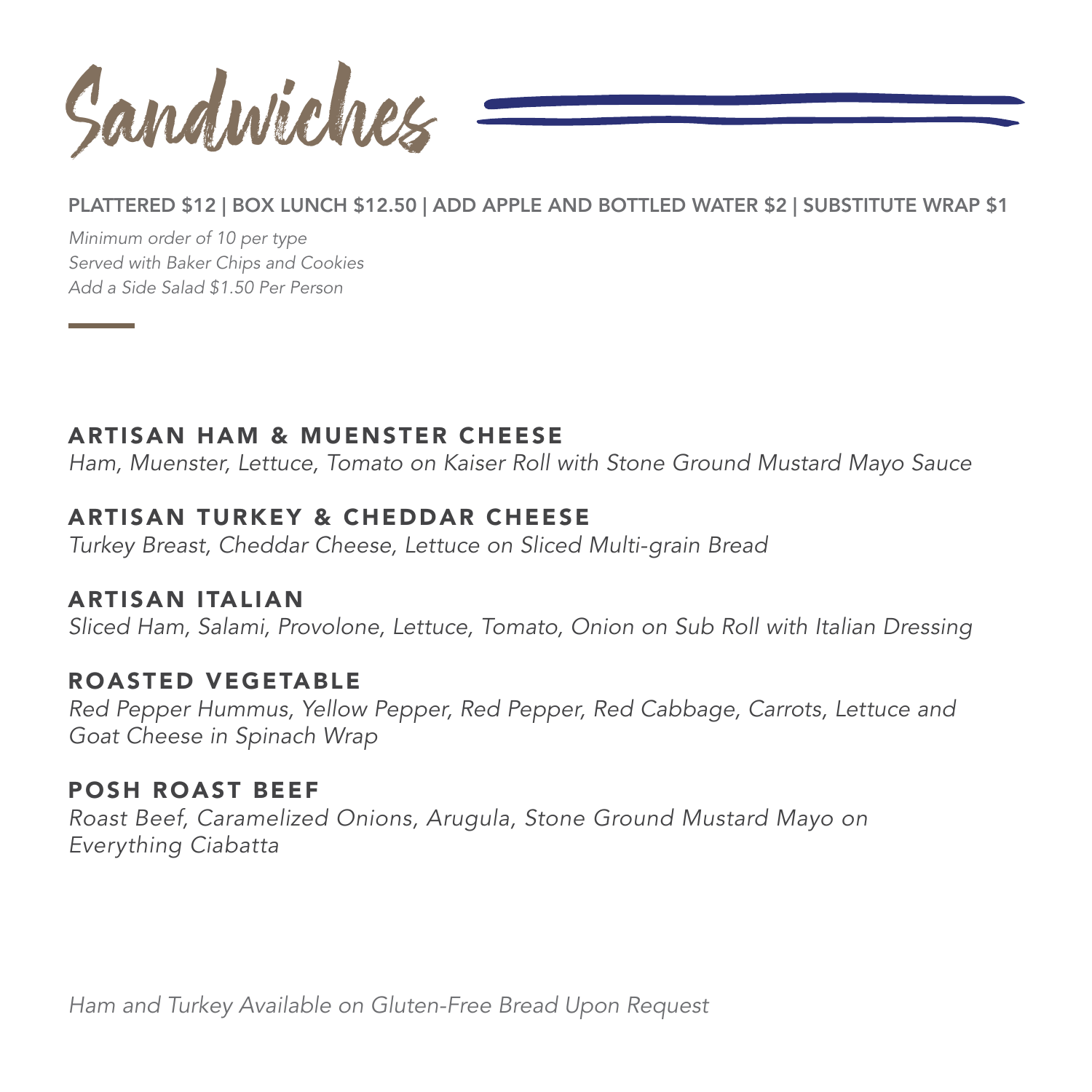# Sandwiches

**PLATTERED $12 | BOX LUNCH $12.50 | ADD APPLE AND BOTTLED WATER $2 | SUBSTITUTE WRAP $1**

*Minimum order of 10 per type*
*Served with Baker Chips and Cookies*
*Add a Side Salad $1.50 Per Person*

### ARTISAN HAM & MUENSTER CHEESE

*Ham, Muenster, Lettuce, Tomato on Kaiser Roll with Stone Ground Mustard Mayo Sauce*

### ARTISAN TURKEY & CHEDDAR CHEESE

*Turkey Breast, Cheddar Cheese, Lettuce on Sliced Multi-grain Bread*

### ARTISAN ITALIAN

*Sliced Ham, Salami, Provolone, Lettuce, Tomato, Onion on Sub Roll with Italian Dressing*

### ROASTED VEGETABLE

*Red Pepper Hummus, Yellow Pepper, Red Pepper, Red Cabbage, Carrots, Lettuce and Goat Cheese in Spinach Wrap*

### POSH ROAST BEEF

*Roast Beef, Caramelized Onions, Arugula, Stone Ground Mustard Mayo on Everything Ciabatta*

*Ham and Turkey Available on Gluten-Free Bread Upon Request*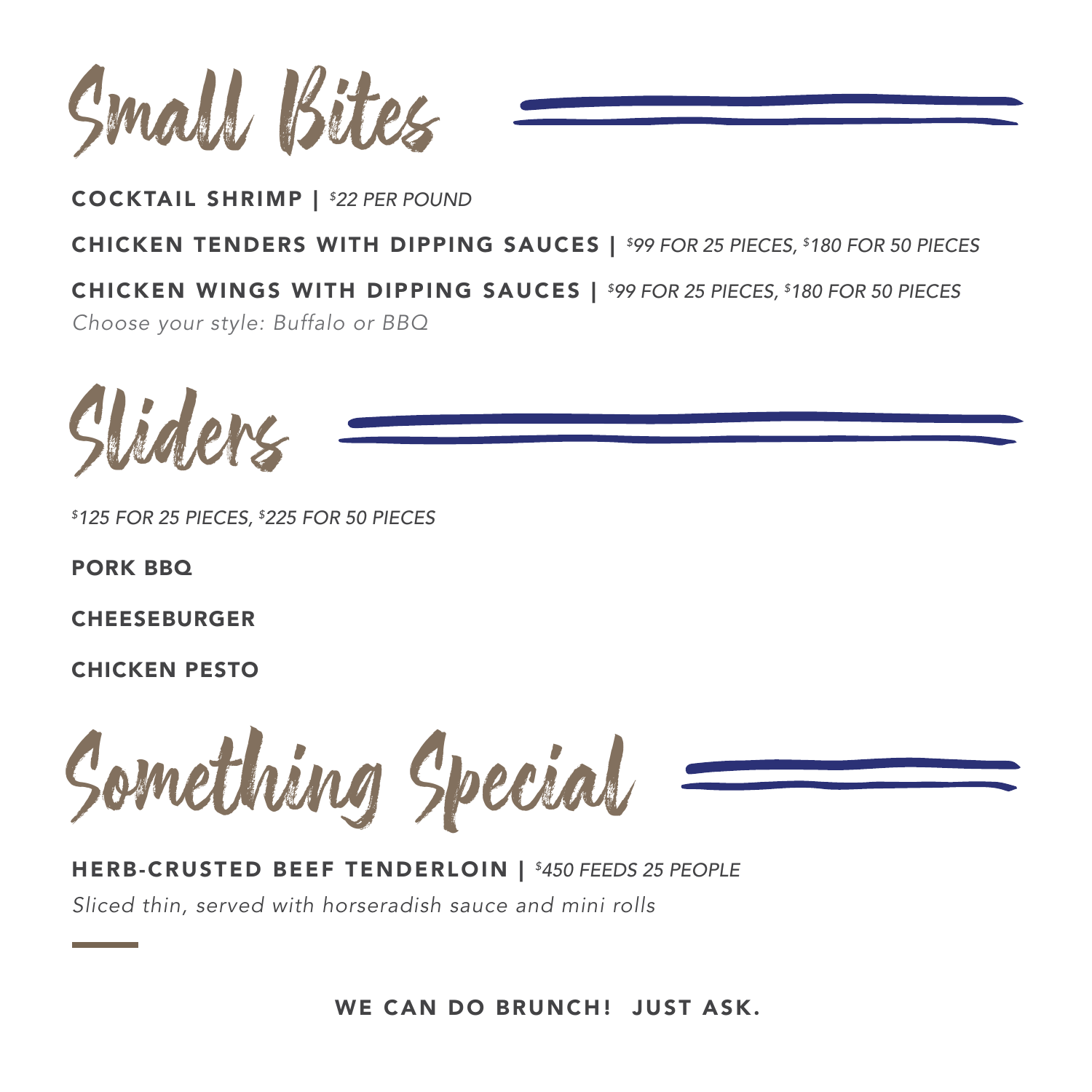# Small Bites

**COCKTAIL SHRIMP |** *$22 PER POUND*

**CHICKEN TENDERS WITH DIPPING SAUCES |** *$99 FOR 25 PIECES, $180 FOR 50 PIECES*

**CHICKEN WINGS WITH DIPPING SAUCES |** *$99 FOR 25 PIECES, $180 FOR 50 PIECES*

*Choose your style: Buffalo or BBQ*

# Sliders

*$125 FOR 25 PIECES, $225 FOR 50 PIECES*

**PORK BBQ**

**CHEESEBURGER**

**CHICKEN PESTO**

# Something Special

**HERB-CRUSTED BEEF TENDERLOIN |** *$450 FEEDS 25 PEOPLE*

*Sliced thin, served with horseradish sauce and mini rolls*

**WE CAN DO BRUNCH! JUST ASK.**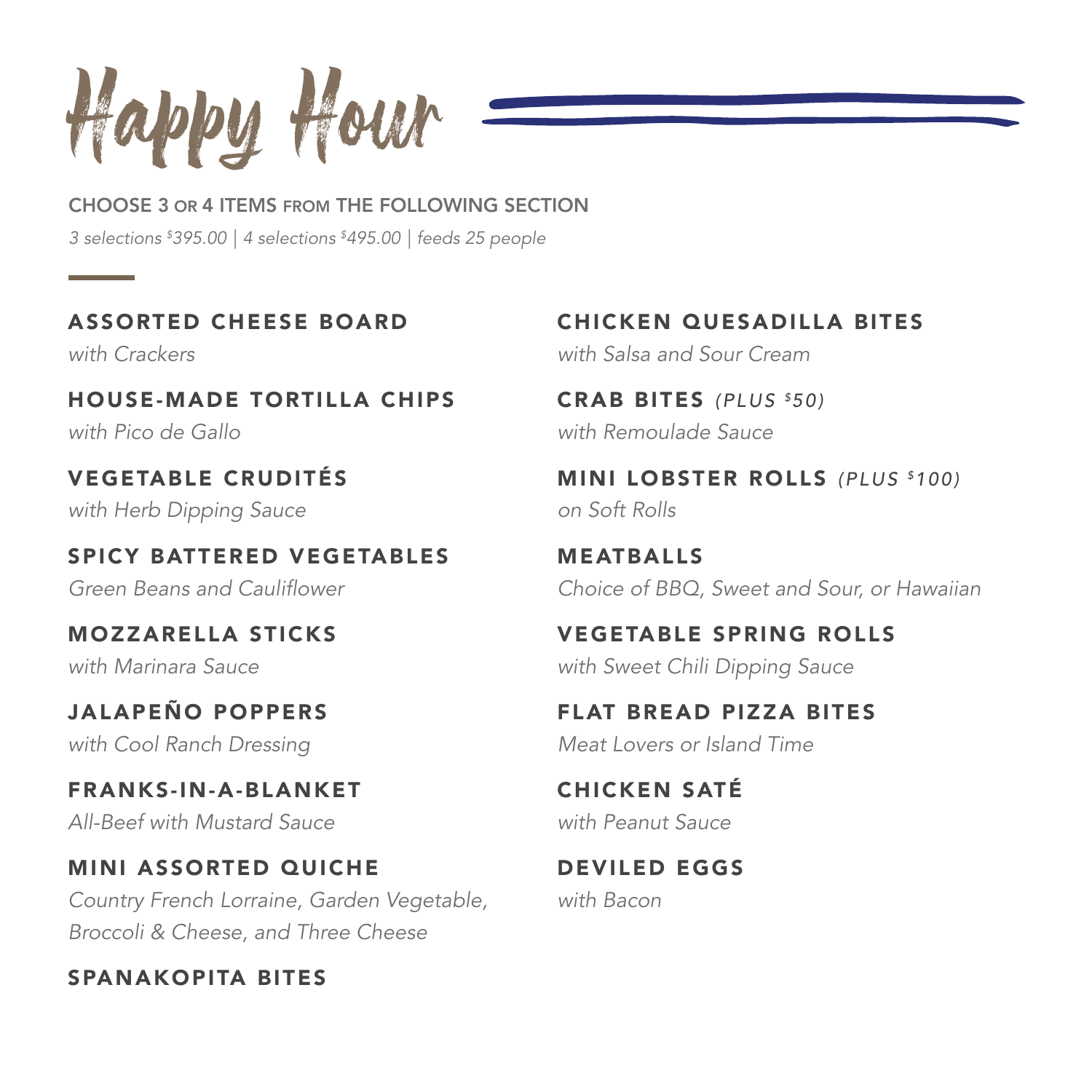# Happy Hour

**CHOOSE 3 OR 4 ITEMS FROM THE FOLLOWING SECTION**

*3 selections $395.00 | 4 selections $495.00 | feeds 25 people*

**ASSORTED CHEESE BOARD**
*with Crackers*

**HOUSE-MADE TORTILLA CHIPS**
*with Pico de Gallo*

**VEGETABLE CRUDITÉS**
*with Herb Dipping Sauce*

**SPICY BATTERED VEGETABLES**
*Green Beans and Cauliflower*

**MOZZARELLA STICKS**
*with Marinara Sauce*

**JALAPEÑO POPPERS**
*with Cool Ranch Dressing*

**FRANKS-IN-A-BLANKET**
*All-Beef with Mustard Sauce*

**MINI ASSORTED QUICHE**
*Country French Lorraine, Garden Vegetable, Broccoli & Cheese, and Three Cheese*

**SPANAKOPITA BITES**

**CHICKEN QUESADILLA BITES**
*with Salsa and Sour Cream*

**CRAB BITES** *(PLUS $50)*
*with Remoulade Sauce*

**MINI LOBSTER ROLLS** *(PLUS $100)*
*on Soft Rolls*

**MEATBALLS**
*Choice of BBQ, Sweet and Sour, or Hawaiian*

**VEGETABLE SPRING ROLLS**
*with Sweet Chili Dipping Sauce*

**FLAT BREAD PIZZA BITES**
*Meat Lovers or Island Time*

**CHICKEN SATÉ**
*with Peanut Sauce*

**DEVILED EGGS**
*with Bacon*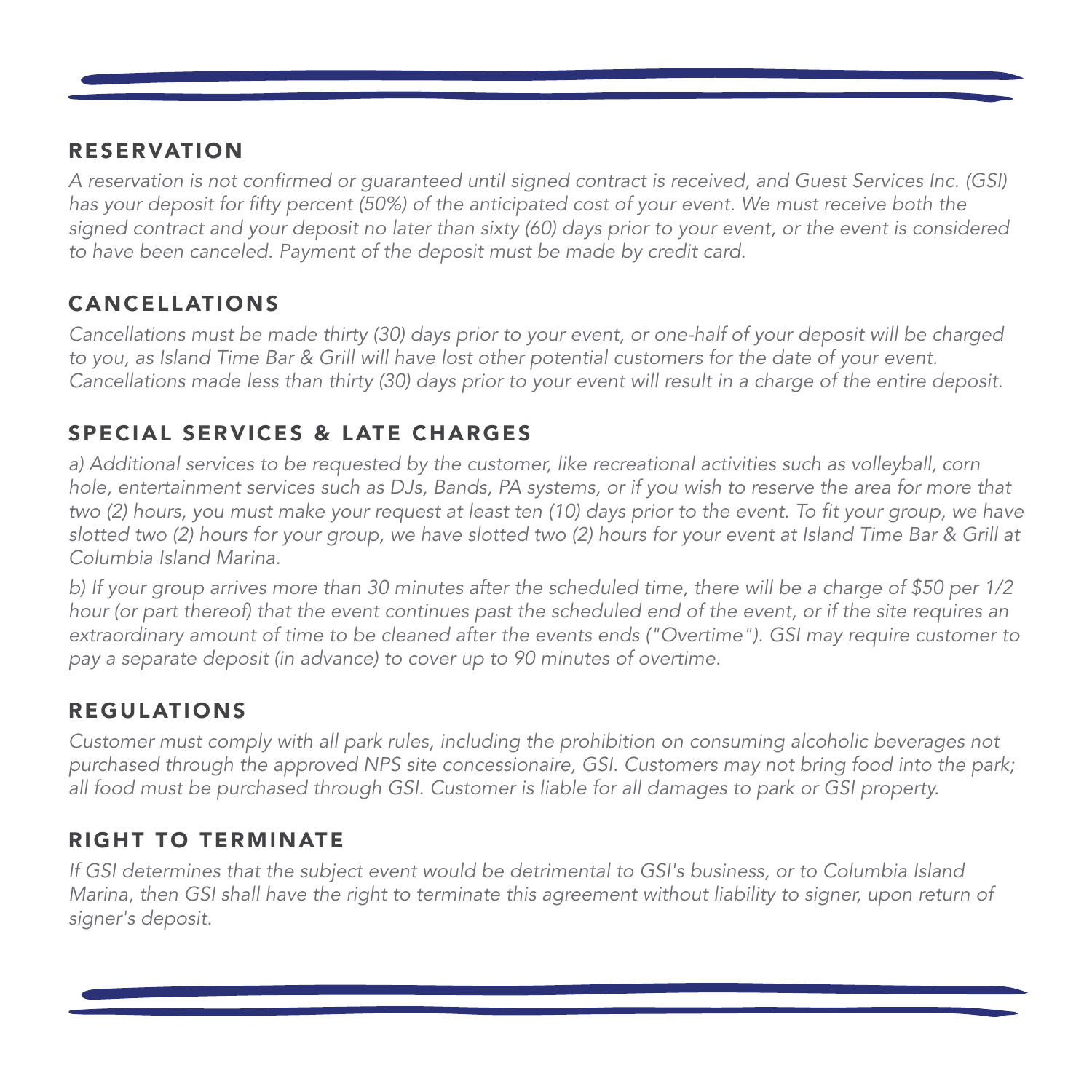## RESERVATION

*A reservation is not confirmed or guaranteed until signed contract is received, and Guest Services Inc. (GSI) has your deposit for fifty percent (50%) of the anticipated cost of your event. We must receive both the signed contract and your deposit no later than sixty (60) days prior to your event, or the event is considered to have been canceled. Payment of the deposit must be made by credit card.*

## CANCELLATIONS

*Cancellations must be made thirty (30) days prior to your event, or one-half of your deposit will be charged to you, as Island Time Bar & Grill will have lost other potential customers for the date of your event. Cancellations made less than thirty (30) days prior to your event will result in a charge of the entire deposit.*

## SPECIAL SERVICES & LATE CHARGES

*a) Additional services to be requested by the customer, like recreational activities such as volleyball, corn hole, entertainment services such as DJs, Bands, PA systems, or if you wish to reserve the area for more that two (2) hours, you must make your request at least ten (10) days prior to the event. To fit your group, we have slotted two (2) hours for your group, we have slotted two (2) hours for your event at Island Time Bar & Grill at Columbia Island Marina.*

*b) If your group arrives more than 30 minutes after the scheduled time, there will be a charge of $50 per 1/2 hour (or part thereof) that the event continues past the scheduled end of the event, or if the site requires an extraordinary amount of time to be cleaned after the events ends ("Overtime"). GSI may require customer to pay a separate deposit (in advance) to cover up to 90 minutes of overtime.*

## REGULATIONS

*Customer must comply with all park rules, including the prohibition on consuming alcoholic beverages not purchased through the approved NPS site concessionaire, GSI. Customers may not bring food into the park; all food must be purchased through GSI. Customer is liable for all damages to park or GSI property.*

## RIGHT TO TERMINATE

*If GSI determines that the subject event would be detrimental to GSI's business, or to Columbia Island Marina, then GSI shall have the right to terminate this agreement without liability to signer, upon return of signer's deposit.*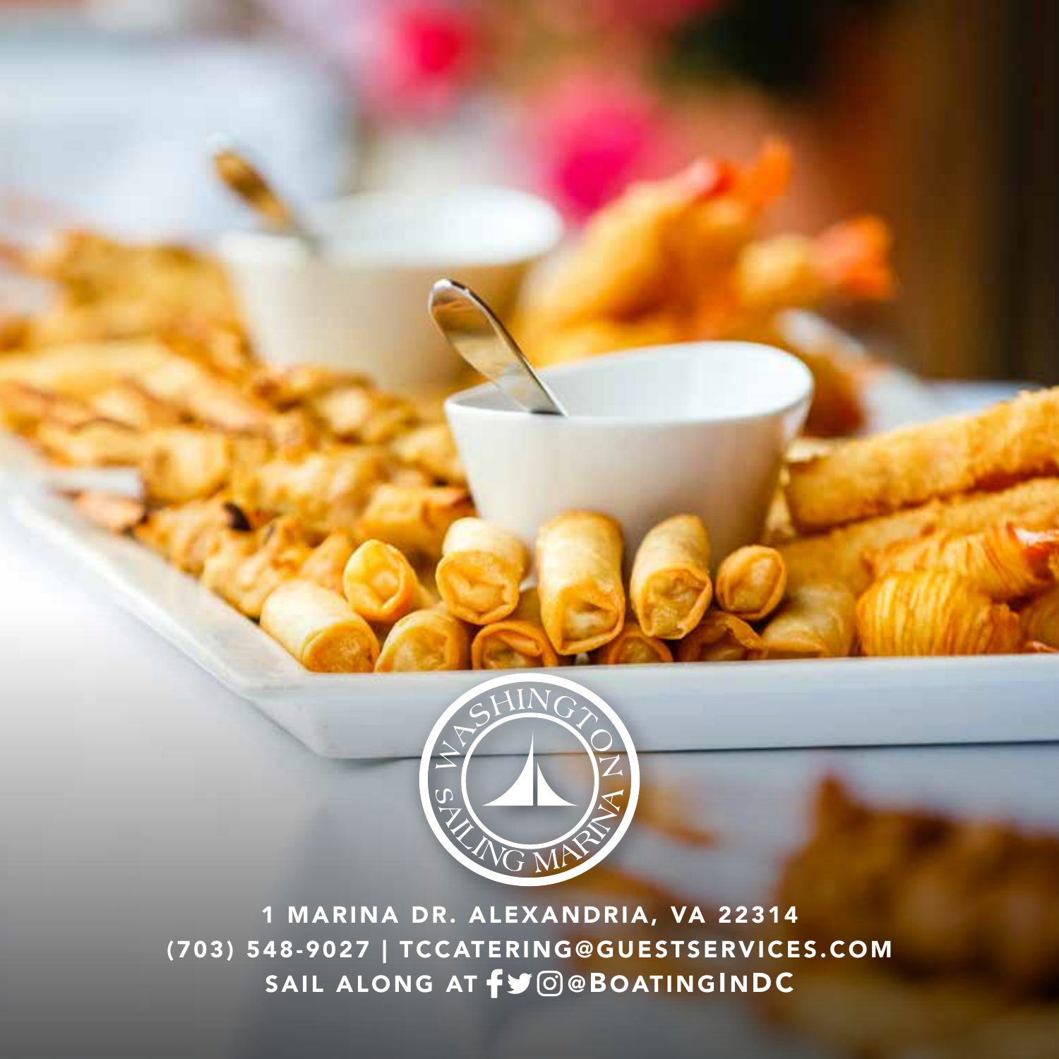WASHINGTON SAILING MARINA

1 MARINA DR. ALEXANDRIA, VA 22314

(703) 548-9027 | TCCATERING@GUESTSERVICES.COM

SAIL ALONG AT @BOATINGINDC